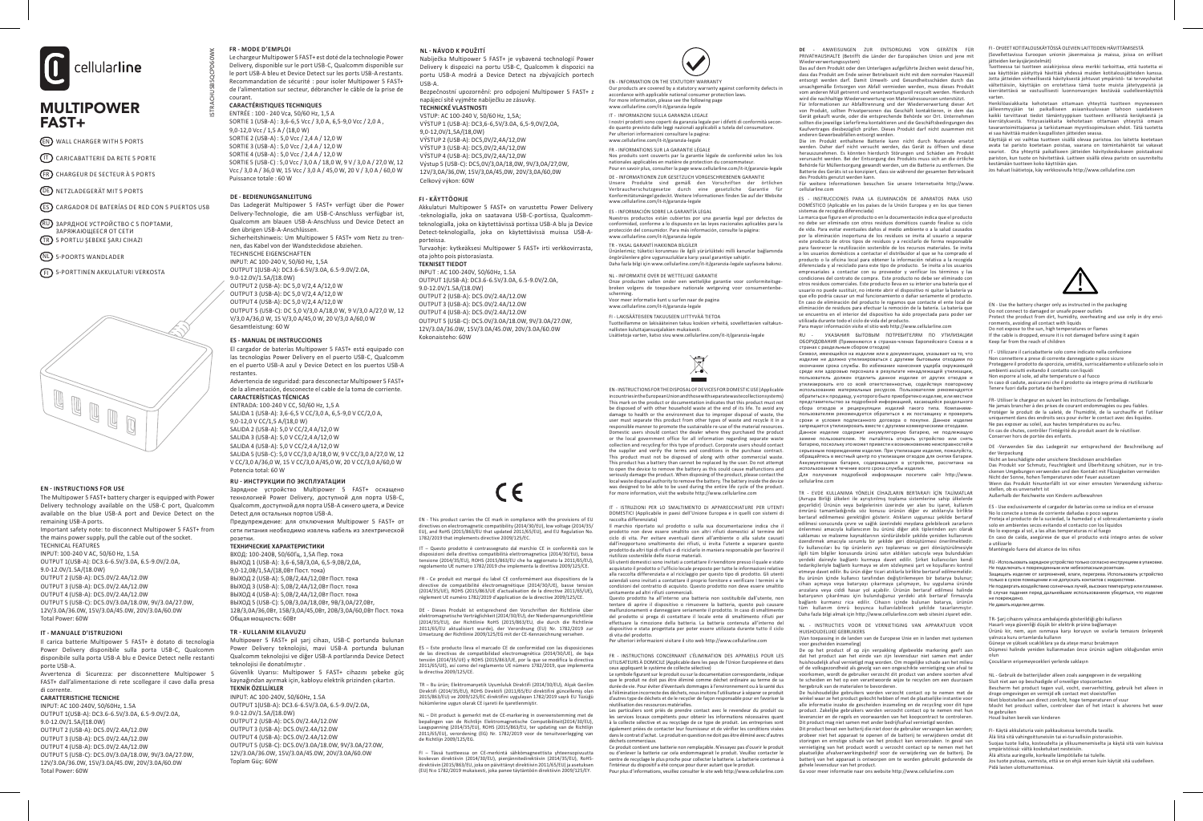# cellularline

# MULTIPOWER FAST+

EN WALL CHARGER WITH 5 PORTS

IT CARICABATTERIE DA RETE 5 PORTE

FR CHARGEUR DE SECTEUR À 5 PORTS

DE NETZLADEGERÄT MIT 5 PORTS

ES CARGADOR DE BATERÍAS DE RED CON 5 PUERTOS USB

RU ЗАРЯДНОЕ УСТРОЙСТВО С 5 ПОРТАМИ, ЗАРЯЖАЮЩЕЕСЯ ОТ СЕТИ

TR 5 PORTLU ŞEBEKE ŞARJ CIHAZI

NL 5-POORTS WANDLADER

FI 5-PORTTINEN AKKULATURI VERKOSTA

ISTRACHUSB5QCPD60WK

## EN - INSTRUCTIONS FOR USE

The Multipower 5 FAST+ battery charger is equipped with Power Delivery technology available on the USB-C port, Qualcomm available on the blue USB-A port and Device Detect on the remaining USB-A ports.

Important safety note: to disconnect Multipower 5 FAST+ from the mains power supply, pull the cable out of the socket.

TECHNICAL FEATURES

INPUT: 100-240 V AC, 50/60 Hz, 1.5A

OUTPUT 1(USB-A): DC3.6-6.5V/3.0A, 6.5-9.0V/2.0A, 9.0-12.0V/1.5A//(18.0W)

OUTPUT 2 (USB-A): DC5.0V/2.4A/12.0W

OUTPUT 3 (USB-A): DC5.0V/2.4A/12.0W

OUTPUT 4 (USB-A): DC5.0V/2.4A/12.0W

OUTPUT 5 (USB-C): DC5.0V/3.0A/18.0W, 9V/3.0A/27.0W, 12V/3.0A/36.0W, 15V/3.0A/45.0W, 20V/3.0A/60.0W

Total Power: 60W

## IT - MANUALE D'ISTRUZIONI

Il carica batterie Multipower 5 FAST+ è dotato di tecnologia Power Delivery disponibile sulla porta USB-C, Qualcomm disponibile sulla porta USB-A blu e Device Detect sulle restanti porte USB-A.

Avvertenza di Sicurezza: per disconnettere Multipower 5 FAST+ dall'alimentazione di rete scollegare il cavo dalla presa di corrente.

CARATTERISTICHE TECNICHE

INPUT: AC 100-240V, 50/60Hz, 1.5A

OUTPUT 1(USB-A): DC3.6-6.5V/3.0A, 6.5-9.0V/2.0A, 9.0-12.0V/1.5A//(18.0W)

OUTPUT 2 (USB-A): DC5.0V/2.4A/12.0W

OUTPUT 3 (USB-A): DC5.0V/2.4A/12.0W

OUTPUT 4 (USB-A): DC5.0V/2.4A/12.0W

OUTPUT 5 (USB-C): DC5.0V/3.0A/18.0W, 9V/3.0A/27.0W, 12V/3.0A/36.0W, 15V/3.0A/45.0W, 20V/3.0A/60.0W

Total Power: 60W

## FR - MODE D'EMPLOI

Le chargeur Multipower 5 FAST+ est doté de la technologie Power Delivery, disponible sur le port USB-C, Qualcomm disponible sur le port USB-A bleu et Device Detect sur les ports USB-A restants. Recommandation de sécurité : pour isoler Multipower 5 FAST+ de l'alimentation sur secteur, débrancher le câble de la prise de courant.

CARACTÉRISTIQUES TECHNIQUES

ENTRÉE : 100 - 240 Vca, 50/60 Hz, 1,5 A

SORTIE 1 (USB-A) : 3,6-6,5 Vcc / 3,0 A, 6,5-9,0 Vcc / 2,0 A , 9,0-12,0 Vcc / 1,5 A / (18,0 W)

SORTIE 2 (USB-A) : 5,0 Vcc / 2,4 A / 12,0 W

SORTIE 3 (USB-A) : 5,0 Vcc / 2,4 A / 12,0 W

SORTIE 4 (USB-A) : 5,0 Vcc / 2,4 A / 12,0 W

SORTIE 5 (USB-C) : 5,0 Vcc / 3,0 A / 18,0 W, 9 V / 3,0 A / 27,0 W, 12 Vcc / 3,0 A / 36,0 W, 15 Vcc / 3,0 A / 45,0 W, 20 V / 3,0 A / 60,0 W

Puissance totale : 60 W

## DE - BEDIENUNGSANLEITUNG

Das Ladegerät Multipower 5 FAST+ verfügt über die Power Delivery-Technologie, die am USB-C-Anschluss verfügbar ist, Qualcomm am blauen USB-A-Anschluss und Device Detect an den übrigen USB-A-Anschlüssen.

Sicherheitshinweis: Um Multipower 5 FAST+ vom Netz zu trennen, das Kabel von der Wandsteckdose abziehen.

TECHNISCHE EIGENSCHAFTEN

INPUT: AC 100-240 V, 50/60 Hz, 1,5A

OUTPUT 1(USB-A): DC3.6-6.5V/3.0A, 6.5-9.0V/2.0A, 9.0-12.0V/1.5A/(18.0W)

OUTPUT 2 (USB-A): DC 5,0 V/2,4 A/12,0 W

OUTPUT 3 (USB-A): DC 5,0 V/2,4 A/12,0 W

OUTPUT 4 (USB-A): DC 5,0 V/2,4 A/12,0 W

OUTPUT 5 (USB-C): DC 5,0 V/3,0 A/18,0 W, 9 V/3,0 A/27,0 W, 12 V/3,0 A/36,0 W, 15 V/3,0 A/45,0 W, 20 V/3,0 A/60,0 W

Gesamtleistung: 60 W

## ES - MANUAL DE INSTRUCCIONES

El cargador de baterías Multipower 5 FAST+ está equipado con las tecnologías Power Delivery en el puerto USB-C, Qualcomm en el puerto USB-A azul y Device Detect en los puertos USB-A restantes.

Advertencia de seguridad: para desconectar Multipower 5 FAST+ de la alimentación, desconecte el cable de la toma de corriente.

CARACTERÍSTICAS TÉCNICAS

ENTRADA: 100-240 V CC, 50/60 Hz, 1,5 A

SALIDA 1 (USB-A): 3,6-6,5 V CC/3,0 A, 6,5-9,0 V CC/2,0 A, 9,0-12,0 V CC/1,5 A/(18,0 W)

SALIDA 2 (USB-A): 5,0 V CC/2,4 A/12,0 W

SALIDA 3 (USB-A): 5,0 V CC/2,4 A/12,0 W

SALIDA 4 (USB-A): 5,0 V CC/2,4 A/12,0 W

SALIDA 5 (USB-C): 5,0 V CC/3,0 A/18,0 W, 9 V CC/3,0 A/27,0 W, 12 V CC/3,0 A/36,0 W, 15 V CC/3,0 A/45,0 W, 20 V CC/3,0 A/60,0 W

Potencia total: 60 W

## RU - ИНСТРУКЦИИ ПО ЭКСПЛУАТАЦИИ

Зарядное устройство Multipower 5 FAST+ оснащено технологией Power Delivery, доступной для порта USB-C, Qualcomm, доступной для порта USB-A синего цвета, и Device Detect для остальных портов USB-A.

Предупреждение: для отключения Multipower 5 FAST+ от сети питания необходимо извлечь кабель из электрической розетки.

ТЕХНИЧЕСКИЕ ХАРАКТЕРИСТИКИ

ВХОД: 100-240В, 50/60Гц, 1,5А Пер. тока

ВЫХОД 1 (USB-A): 3,6-6,5В/3,0А, 6,5-9,0В/2,0А, 9,0-12,0В/1,5А/(18,0Вт Пост. тока)

ВЫХОД 2 (USB-A): 5,0В/2,4А/12,0Вт Пост. тока

ВЫХОД 3 (USB-A): 5,0В/2,4А/12,0Вт Пост. тока

ВЫХОД 4 (USB-A): 5,0В/2,4А/12,0Вт Пост. тока

ВЫХОД 5 (USB-C): 5,0В/3,0А/18,0Вт, 9В/3,0А/27,0Вт, 12В/3,0А/36,0Вт, 15В/3,0А/45,0Вт, 20В/3,0А/60,0Вт Пост. тока

Общая мощность: 60Вт

## TR - KULLANIM KILAVUZU

Multipower 5 FAST+ pil şarj cihazı, USB-C portunda bulunan Power Delivery teknolojisi, mavi USB-A portunda bulunan Qualcomm teknolojisi ve diğer USB-A portlarında Device Detect teknolojisi ile donatılmıştır.

Güvenlik Uyarısı: Multipower 5 FAST+ cihazını şebeke güç kaynağından ayırmak için, kabloyu elektrik prizinden çıkartın.

TEKNİK ÖZELLİKLER

INPUT: AC 100-240V, 50/60Hz, 1.5A

OUTPUT 1(USB-A): DC3.6-6.5V/3.0A, 6.5-9.0V/2.0A, 9.0-12.0V/1.5A/(18.0W)

OUTPUT 2 (USB-A): DC5.0V/2.4A/12.0W

OUTPUT 3 (USB-A): DC5.0V/2.4A/12.0W

OUTPUT 4 (USB-A): DC5.0V/2.4A/12.0W

OUTPUT 5 (USB-C): DC5.0V/3.0A/18.0W, 9V/3.0A/27.0W, 12V/3.0A/36.0W, 15V/3.0A/45.0W, 20V/3.0A/60.0W

Toplam Güç: 60W

## NL - NÁVOD K POUŽITÍ

Nabíječka Multipower 5 FAST+ je vybavená technologií Power Delivery k dispozici na portu USB-C, Qualcomm k dispozici na portu USB-A modrá a Device Detect na zbývajících portech USB-A.

Bezpečnostní upozornění: pro odpojení Multipower 5 FAST+ z napájecí sítě vyjměte nabíječku ze zásuvky.

TECHNICKÉ VLASTNOSTI

VSTUP: AC 100-240 V, 50/60 Hz, 1,5A;

VÝSTUP 1 (USB-A): DC3,6–6,5V/3,0A, 6,5–9,0V/2,0A, 9,0–12,0V/1,5A/(18,0W)

VÝSTUP 2 (USB-A): DC5,0V/2,4A/12,0W

VÝSTUP 3 (USB-A): DC5,0V/2,4A/12,0W

VÝSTUP 4 (USB-A): DC5,0V/2,4A/12,0W

Výstup 5 (USB-C): DC5,0V/3,0A/18,0W, 9V/3,0A/27,0W, 12V/3,0A/36,0W, 15V/3,0A/45,0W, 20V/3,0A/60,0W

Celkový výkon: 60W

## FI - KÄYTTÖOHJE

Akkulaturi Multipower 5 FAST+ on varustettu Power Delivery -teknologialla, joka on saatavana USB-C-portissa, Qualcomm-teknologialla, joka on käytettävissä portissa USB-A blu ja Device Detect-teknologialla, joka on käytettävissä muissa USB-A-porteissa.

Turvaohje: kytkeäksesi Multipower 5 FAST+ irti verkkovirrasta, ota johto pois pistorasiasta.

TEKNISET TIEDOT

INPUT : AC 100-240V, 50/60Hz, 1.5A

OUTPUT 1(USB-A): DC3.6-6.5V/3.0A, 6.5-9.0V/2.0A, 9.0-12.0V/1.5A/(18.0W)

OUTPUT 2 (USB-A): DC5.0V/2.4A/12.0W

OUTPUT 3 (USB-A): DC5.0V/2.4A/12.0W

OUTPUT 4 (USB-A): DC5.0V/2.4A/12.0W

OUTPUT 5 (USB-C): DC5.0V/3.0A/18.0W, 9V/3.0A/27.0W, 12V/3.0A/36.0W, 15V/3.0A/45.0W, 20V/3.0A/60.0W

Kokonaisteho: 60W

CE

EN - This product carries the CE mark in compliance with the provisions of EU directives on electromagnetic compatibility (2014/30/EU), low voltage (2014/35/EU), and RoHS (2015/863/EU that updated 2011/65/EU), and EU Regulation No. 1782/2019 that implements directive 2009/125/EC.

IT – Questo prodotto è contrassegnato dal marchio CE in conformità con le disposizioni della direttiva compatibilità elettromagnetica (2014/30/EU), bassa tensione (2014/35/EU), ROHS (2015/863/EU che ha aggiornato la 2011/65/EU), regolamento UE numero 1782/2019 che implementa la direttiva 2009/125/CE.

FR - Ce produit est marqué du label CE conformément aux dispositions de la directive de compatibilité électromagnétique (2014/30/UE), basse tension (2014/35/UE), ROHS (2015/863/EU qui a mis à jour 2011/65/UE), règlement UE numéro 1782/2019 d'application de la directive 2009/125/CE.

DE - Dieses Produkt ist entsprechend den Vorschriften der Richtlinie über elektromagnetische Verträglichkeit (2014/30/EU), der Niederspannungsrichtlinie (2014/35/EU), der Richtlinie RoHS (2015/863/EU, die durch die Richtlinie 2011/65/EU aktualisiert wurde), der Verordnung (EU) Nr. 1782/2019 zur Umsetzung der Richtlinie 2009/125/EG mit der CE-Kennzeichnung versehen.

ES – Este producto lleva el marcado CE de conformidad con las disposiciones de las directivas de compatibilidad electromagnética (2014/30/UE), de baja tensión (2014/35/UE) y ROHS (2015/863/UE, por la que se modifica la directiva 2011/65/UE), así como del reglamento UE número 1782/2019, que implementa la directiva 2009/125/CE.

TR – Bu ürün; Elektromanyetik Uyumluluk Direktifi (2014/30/EU), Alçak Gerilim Direktifi (2014/35/EU), ROHS Direktifi (2011/65/EU direktifini güncellemiş olan 2015/863/EU) ve 2009/125/EC direktifini uygulayan 1782/2019 sayılı EU Tüzüğü hükümlerine uygun olarak CE işaretli ile işaretlenmiştir.

NL – Dit product is gemerkt met de CE-markering in overeenstemming met de bepalingen van de Richtlijn Elektromagnetische Compatibiliteit(2014/30/EU), Laagspanning (2014/35/EU), ROHS (2015/863/EU, ter updating van de Richtlijn 2011/65/EU), verordening (EG) Nr. 1782/2019 voor de tenuitvoerlegging van de Richtlijn 2009/125/EG.

FI – Tässä tuotteessa on CE-merkintä sähkömagneettista yhteensopivuutta koskevan direktiivin (2014/30/EU), pienjännitedirektiivin (2014/35/EU), RoHS-direktiivin (2015/863/EU, joka on päivittänyt direktiivin 2011/65/EU) ja asetuksen (EU) N:o 1782/2019 mukaisesti, joka panee täytäntöön direktiivin 2009/125/EY.

EN - INFORMATION ON THE STATUTORY WARRANTY

Our products are covered by a statutory warranty against conformity defects in accordance with applicable national consumer protection laws.
For more information, please see the following page
www.cellularline.com/it-it/garanzia-legale

IT - INFORMAZIONI SULLA GARANZIA LEGALE

I nostri prodotti sono coperti da garanzia legale per i difetti di conformità secondo quanto previsto dalle leggi nazionali applicabili a tutela del consumatore.
Per ulteriori informazioni consultare la pagina:
www.cellularline.com/it-it/garanzia-legale

FR - INFORMATIONS SUR LA GARANTIE LÉGALE

Nos produits sont couverts par la garantie légale de conformité selon les lois nationales applicables en matière de protection du consommateur.
Pour en savoir plus, consulter la page www.cellularline.com/it-it/garanzia-legale

DE - INFORMATIONEN ZUR GESETZLICH VORGESCHRIEBENEN GARANTIE

Unsere Produkte sind gemäß den Vorschriften der örtlichen Verbraucherschutzgesetze durch eine gesetzliche Garantie für Konformitätsmängel gedeckt. Weitere Informationen finden Sie auf der Website www.cellularline.com/it-it/garanzia-legale

ES - INFORMACIÓN SOBRE LA GARANTÍA LEGAL

Nuestros productos están cubiertos por una garantía legal por defectos de conformidad, conforme a lo dispuesto en las leyes nacionales aplicables para la protección del consumidor. Para más información, consulte la página:
www.cellularline.com/it-it/garanzia-legale

TR - YASAL GARANTİ HAKKINDA BİLGİLER

Ürünlerimiz; tüketici korunması ile ilgili yürürlükteki milli kanunlar bağlamında öngörülenlere göre uygunsuzluklara karşı yasal garantiye sahiptir.
Daha fazla bilgi için www.cellularline.com/it-it/garanzia-legale sayfasına bakınız.

NL - INFORMATIE OVER DE WETTELIJKE GARANTIE

Onze producten vallen onder een wettelijke garantie voor conformiteitsgebreken volgens de toepasbare nationale wetgeving voor consumentenbescherming.
Voor meer informatie kunt u surfen naar de pagina
www.cellularline.com/it-it/garanzia-legale

FI - LAKISÄÄTEISEEN TAKUUSEEN LIITTYVÄÄ TIETOA

Tuotteillamme on lakisääteinen takuu koskien virheitä, sovellettavien valtakunnallisten kuluttajansuojalakien mukaisesti.
Lisätietoja varten, katso sivu www.cellularline.com/it-it/garanzia-legale

EN - INSTRUCTIONS FOR THE DISPOSAL OF DEVICES FOR DOMESTIC USE (Applicable in countries in the European Union and those with separate waste collection systems)
This mark on the product or documentation indicates that this product must not be disposed of with other household waste at the end of its life. To avoid any damage to health or the environment due to improper disposal of waste, the user must separate this product from other types of waste and recycle it in a responsible manner to promote the sustainable re-use of the material resources. Domestic users should contact the dealer where they purchased the product or the local government office for all information regarding separate waste collection and recycling for this type of product. Corporate users should contact the supplier and verify the terms and conditions in the purchase contract. This product must not be disposed of along with other commercial waste. This product has a battery that cannot be replaced by the user. Do not attempt to open the device to remove the battery as this could cause malfunctions and seriously damage the product. When disposing of the product, please contact the local waste disposal authority to remove the battery. The battery inside the device was designed to be able to be used during the entire life cycle of the product. For more information, visit the website http://www.cellularline.com

IT - ISTRUZIONI PER LO SMALTIMENTO DI APPARECCHIATURE PER UTENTI DOMESTICI (Applicabile nei paesi dell'Unione Europea e in quelli con sistemi di raccolta differenziata)
Il marchio riportato sul prodotto o sulla sua documentazione indica che il prodotto non deve essere smaltito con altri rifiuti domestici al termine del ciclo di vita. Per evitare eventuali danni all'ambiente o alla salute causati dall'inopportuno smaltimento dei rifiuti, si invita l'utente a separare questo prodotto da altri tipi di rifiuti e di riciclarlo in maniera responsabile per favorire il riutilizzo sostenibile delle risorse materiali.
Gli utenti domestici sono invitati a contattare il rivenditore presso il quale e stato acquistato il prodotto o l'ufficio locale preposto per tutte le informazioni relative alla raccolta differenziata e al riciclaggio per questo tipo di prodotto. Gli utenti aziendali sono invitati a contattare il proprio fornitore e verificare i termini e le condizioni del contratto di acquisto. Questo prodotto non deve essere smaltito unitamente ad altri rifiuti commerciali.
Questo prodotto ha all'interno una batteria non sostituibile dall'utente, non tentare di aprire il dispositivo o rimuovere la batteria, questo può causare malfunzionamenti e danneggiare seriamente il prodotto. In caso di smaltimento del prodotto si prega di contattare il locale ente di smaltimento rifiuti per effettuare la rimozione della batteria. La batteria contenuta all'interno del dispositivo e stata progettata per poter essere utilizzata durante tutto il ciclo di vita del prodotto.
Per ulteriori informazioni visitare il sito web http://www.cellularline.com

FR - INSTRUCTIONS CONCERNANT L'ÉLIMINATION DES APPAREILS POUR LES UTILISATEURS À DOMICILE (Applicable dans les pays de l'Union Européenne et dans ceux appliquant le système de collecte sélective)
Le symbole figurant sur le produit ou sur la documentation correspondante, indique que le produit ne doit pas être éliminé comme déchet ordinaire au terme de sa durée de vie. Pour éviter d'éventuels dommages à l'environnement ou à la santé dus à l'élimination incorrecte des déchets, nous invitons l'utilisateur à séparer ce produit d'autres type de déchets et de le recycler de façon responsable pour en favoriser la réutilisation des ressources matérielles.
Les particuliers sont priés de prendre contact avec le revendeur du produit ou les services locaux compétents pour obtenir les informations nécessaires quant à la collecte sélective et au recyclage de ce type de produit. Les entreprises sont également priées de contacter leur fournisseur et de vérifier les conditions visées dans le contrat d'achat. Le produit en question ne doit pas être éliminé avec d'autres déchets commerciaux.
Ce produit contient une batterie non remplaçable. N'essayez pas d'ouvrir le produit ou d'enlever la batterie car cela endommagerait le produit. Veuillez contacter le centre de recyclage le plus proche pour collecter la batterie. La batterie contenue à l'intérieur du dispositif a été conçue pour durer autant que le produit.
Pour plus d'information, veuillez consulter le site web http://www.cellularline.com

DE - ANWEISUNGEN ZUR ENTSORGUNG VON GERÄTEN FÜR PRIVATHAUSHALTE (Betrifft die Länder der Europäischen Union und jene mit Wiederverwertungssystem)
Das auf dem Produkt oder den Unterlagen aufgeführte Zeichen weist darauf hin, dass das Produkt am Ende seiner Betriebszeit nicht mit dem normalen Hausmüll entsorgt werden darf. Damit Umwelt- und Gesundheitsschäden durch das unsachgemäße Entsorgen von Abfall vermieden werden, muss dieses Produkt vom anderen Müll getrennt und verantwortungsvoll recycelt werden. Hierdurch wird die nachhaltige Wiederverwertung von Materialressourcen unterstützt.
Für Informationen zur Abfalltrennung und der Wiederverwertung dieser Art von Produkt, sollten Privatpersonen das Geschäft kontaktieren, in dem das Gerät gekauft wurde, oder die entsprechende Behörde vor Ort. Unternehmen sollten den jeweiligen Lieferfirma kontaktieren und die Geschäftsbedingungen des Kaufvertrages diesbezüglich prüfen. Dieses Produkt darf nicht zusammen mit anderen Gewerbeabfällen entsorgt werden.
Die im Produkt enthaltene Batterie kann nicht durch Nutzende ersetzt werden. Daher darf nicht versucht werden, das Gerät zu öffnen und diese herauszunehmen. Es könnten hierdurch Störungen und Schäden am Produkt verursacht werden. Bei der Entsorgung des Produkts muss sich an die örtliche Behörde für Mülltrennung gewandt werden, um die Batterie zu entfernen. Die Batterie des Geräts ist so konzipiert, dass sie während der gesamten Betriebszeit des Produkts genutzt werden kann.
Für weitere Informationen besuchen Sie unsere Internetseite http://www.cellularline.com

ES - INSTRUCCIONES PARA LA ELIMINACIÓN DE APARATOS PARA USO DOMÉSTICO (Aplicable en los países de la Unión Europea y en los que tienen sistema de recogida diferenciada)
La marca que figura en el producto o en la documentación indica que el producto no debe ser eliminado con otros residuos domésticos cuando finalice su ciclo de vida. Para evitar eventuales daños al medio ambiente o a la salud causados por la eliminación incorrecta de los residuos se invita al usuario a separar este producto de otros tipos de residuos y a reciclarlo de forma responsable para favorecer la reutilización sostenible de los recursos materiales. Se invita a los usuarios domésticos a contactar el distribuidor al que se ha comprado el producto o la oficina local para obtener la información relativa a la recogida diferenciada y al reciclado para este tipo de producto. Se invita a los usuarios empresariales a contactar con su proveedor y verificar los términos y las condiciones del contrato de compra. Este producto no debe ser eliminado con otros residuos comerciales. Este producto lleva en su interior una batería que el usuario no puede sustituir, no intente abrir el dispositivo ni quitar la batería ya que ello podría causar un mal funcionamiento o dañar seriamente el producto. En caso de eliminación del producto le rogamos que contacte el ente local de eliminación de residuos para efectuar la remoción de la batería. La batería que se encuentra en el interior del dispositivo ha sido proyectada para poder ser utilizada durante todo el ciclo de vida del producto.
Para mayor información visite el sitio web http://www.cellularline.com

RU - УКАЗАНИЯ БЫТОВЫМ ПОТРЕБИТЕЛЯМ ПО УТИЛИЗАЦИИ ОБОРУДОВАНИЯ (Применяются в странах-членах Европейского Союза и в странах с раздельным сбором отходов)
Символ, имеющийся на изделии или в документации, указывает на то, что изделие не должно утилизироваться с другими бытовыми отходами по окончании срока службы. Во избежание нанесения ущерба окружающей среде или здоровью персонала в результате ненадлежащей утилизации, пользователь должен отделить данное изделие от других отходов и утилизировать его со всей ответственностью, содействуя повторному использованию материальных ресурсов. Пользователям рекомендуется обратиться к продавцу, у которого было приобретено изделие, или местное представительство за подробной информацией, касающейся раздельного сбора отходов и рециркуляции изделий такого типа. Компаниям-пользователям рекомендуется обратиться к их поставщику и проверить сроки и условия подписанного договора о покупке. Данное изделие запрещается утилизировать вместе с другими коммерческими отходами.
Данное изделие содержит аккумуляторную батарею, не подлежащую замене пользователем. Не пытайтесь открыть устройство или снять батарею, поскольку это может привести к возникновению неисправностей и серьезным повреждениям изделия. При утилизации изделия, пожалуйста, обращайтесь в местный центр по утилизации отходов для снятия батареи. Аккумуляторная батарея, содержащаяся в устройстве, рассчитана на использование в течение всего срока службы изделия.
Для получения подробной информации посетите сайт http://www.cellularline.com

TR - EVDE KULLANIMA YÖNELİK CİHAZLARIN BERTARAFI İÇİN TALİMATLAR (Avrupa Birliği ülkeleri ile ayrıştırılmış toplama sistemlerine sahip ülkelerde geçerlidir) Ürünün veya belgelerinin üzerinde yer alan bu işaret, kullanım ömrünü tamamladığında söz konusu ürünün diğer ev atıklarıyla birlikte bertaraf edilmemesi gerektiğini gösterir. Atıkların uygunsuz şekilde bertaraf edilmesi sonucunda çevre ve sağlık üzerindeki meydana gelebilecek zararların önlenmesi amacıyla kullanıcının bu ürünü diğer atık türlerinden ayrı olarak saklaması ve malzeme kaynaklarının sürdürülebilir şekilde yeniden kullanımını desteklemek amacıyla sorumlu bir şekilde geri dönüştürmesi önerilmektedir. Ev kullanıcıları bu tip ürünlerin ayrı toplanması ve geri dönüştürülmesiyle ilgili tüm bilgiler konusunda ürünü satın aldıkları satıcıyla veya bulundukları yerdeki daireyle bağlantı kurmaya davet edilir. Şirket kullanıcıları kendi tedarikçileriyle bağlantı kurmaya ve alım sözleşmesi şart ve koşullarını kontrol etmeye davet edilir. Bu ürün diğer ticari atıklarla birlikte bertaraf edilmemelidir. Bu ürünün içinde kullanıcı tarafından değiştirilemeyen bir batarya bulunur; cihazı açmaya veya bataryayı çıkarmaya çalışmayın, bu uygulama üründe arızalara veya ciddi hasar yol açabilir. Ürünün bertaraf edilmesi halinde bataryanın çıkarılması için bulunduğunuz yerdeki atık bertaraf firmasıyla bağlantı kurmanız rica edilir. Cihazın içinde bulunan batarya, ürünün tüm kullanım ömrü boyunca kullanılabilecek şekilde tasarlanmıştır.
Daha fazla bilgi almak için http://www.cellularline.com web sitesini ziyaret edin.

NL - INSTRUCTIES VOOR DE VERNIETIGING VAN APPARATUUR VOOR HUISHOUDELIJKE GEBRUIKERS
(Van toepassing in de landen van de Europese Unie en in landen met systemen voor gescheiden inzameling)
De op het product of op zijn verpakking afgebeelde markering geeft aan dat het product aan het einde van zijn levensduur niet samen met ander huishoudelijk afval vernietigd mag worden. Om mogelijke schade aan het milieu of de volksgezondheid als gevolg van een ongeschikte vernietiging van afval te voorkomen, wordt de gebruiker verzocht dit product van andere soorten afval te scheiden en het op een verantwoorde wijze te recyclen om een duurzaam hergebruik van de materialen te bevorderen.
De huishoudelijke gebruikers worden verzocht contact op te nemen met de winkel waar ze het product gekocht hebben of met de plaatselijke instantie voor alle informatie inzake de gescheiden inzameling en de recycling voor dit type product. Zakelijke gebruikers worden verzocht contact op te nemen met hun leverancier en de regels en voorwaarden van het koopcontract te controleren. Dit product mag niet samen met ander bedrijfsafval vernietigd worden.
Dit product bevat een batterij die niet door de gebruiker vervangen kan worden; probeer niet het apparaat te openen of de batterij te verwijderen omdat dit storingen en ernstige schade van het product kan veroorzaken. In geval van vernietiging van het product wordt u verzocht contact op te nemen met het plaatselijke afvalverwerkingsbedrijf voor de verwijdering van de batterij. De batterij van het apparaat is ontworpen om te worden gebruikt gedurende de gehele levensduur van het product.
Ga voor meer informatie naar ons website http://www.cellularline.com

FI - OHJEET KOTITALOUSKÄYTÖSSÄ OLEVIEN LAITTEIDEN HÄVITTÄMISESTÄ
(Sovellettavissa Euroopan unionin jäsenmaissa ja maissa, joissa on erilliset jätteiden keräysjärjestelmät)
Tuotteessa tai tuotteen asiakirjoissa oleva merkki tarkoittaa, että tuotetta ei saa käyttöiän päätyttyä hävittää yhdessä muiden kotitalousjätteiden kanssa. Jotta jätteiden virheellisestä hävityksestä johtuvat ympäristö- tai terveyshaitat vältettäisiin, käyttäjän on erotettava tämä tuote muista jätetyypeistä ja kierrätettävä se vastuullisesti luonnonvarojen kestävää uudelleenkäyttöä varten.
Henkilöasiakkaita kehotetaan ottamaan yhteyttä tuotteen myyneeseen jälleenmyyjään tai paikalliseen asiaankuuluvaan tahoon saadakseen kaikki tarvittavat tiedot tämäntyyppisen tuotteen erillisestä keräyksestä ja kierrätyksestä. Yritysasiakkaita kehotetaan ottamaan yhteyttä omaan tavarantoimittajaansa ja tarkistamaan myyntisopimuksen ehdot. Tätä tuotetta ei saa hävittää muiden kaupallisten jätteiden seassa.
Käyttäjä ei voi vaihtaa tuotteen sisällä olevaa paristoa. Jos laitetta koetetaan avata tai paristo koetetaan poistaa, vaarana on toimintahäiriöt tai vakavat vauriot. Ota yhteyttä paikalliseen jätteiden hävityskeskukseen poistaaksesi pariston, kun tuote on hävitettävä. Laitteen sisällä oleva paristo on suunniteltu kestämään tuotteen koko käyttöiän ajan.
Jos haluat lisätietoja, käy verkkosivulla http://www.cellularline.com

EN - Use the battery charger only as instructed in the packaging
Do not connect to damaged or unsafe power outlets
Protect the product from dirt, humidity, overheating and use only in dry environments, avoiding all contact with liquids
Do not expose to the sun, high temperatures or flames
If the cable is dropped, ensure it is not damaged before using it again
Keep far from the reach of children

IT - Utilizzare il caricabatterie solo come indicato nella confezione
Non connettere a prese di corrente danneggiate o poco sicure
Proteggere il prodotto da sporcizia, umidità, surriscaldamento e utilizzarlo solo in ambienti asciutti evitando il contatto con liquidi
Non esporre al sole, ad alte temperature o al fuoco
In caso di cadute, assicurarsi che il prodotto sia integro prima di riutilizzarlo
Tenere fuori dalla portata dei bambini

FR- Utiliser le chargeur en suivant les instructions de l'emballage.
Ne jamais brancher à des prises de courant endommagées ou peu fiables.
Protéger le produit de la saleté, de l'humidité, de la surchauffe et l'utiliser uniquement dans des endroits secs pour éviter le contact avec des liquides.
Ne pas exposer au soleil, aux hautes températures ou au feu.
En cas de chutes, contrôler l'intégrité du produit avant de le réutiliser.
Conserver hors de portée des enfants.

DE -Verwenden Sie das Ladegerät nur entsprechend der Beschreibung auf der Verpackung
Nicht an beschädigte oder unsichere Steckdosen anschließen
Das Produkt vor Schmutz, Feuchtigkeit und Überhitzung schützen, nur in trockenen Umgebungen verwenden und den Kontakt mit Flüssigkeiten vermeiden
Nicht der Sonne, hohen Temperaturen oder Feuer aussetzen
Wenn das Produkt hinunterfällt ist vor einer erneuten Verwendung sicherzustellen, ob es unversehrt ist
Außerhalb der Reichweite von Kindern aufbewahren

ES - Use exclusivamente el cargador de baterías como se indica en el envase
No lo conecte a tomas de corriente dañadas o poco seguras
Proteja el producto de la suciedad, la humedad y el sobrecalentamiento y úselo solo en ambientes secos evitando el contacto con los líquidos
No lo exponga al sol, a las altas temperaturas ni al fuego
En caso de caída, asegúrese de que el producto está íntegro antes de volver a utilizarlo
Manténgalo fuera del alcance de los niños

RU -Используйте зарядное устройство только согласно инструкциям в упаковке.
Не подключать к поврежденным или небезопасным розеткам.
Защищать изделие от загрязнений, влаги, перегрева. Использовать устройство только в сухих помещениях и не допускать контакта с жидкостями.
Не подвергать воздействию солнечных лучей, высоких температур или пламени.
В случае падения перед дальнейшим использованием убедиться, что изделие не повреждено.
Не давать изделие детям.

TR- Şarj cihazını yalnızca ambalajında gösterildiği gibi kullanın
Hasarlı veya güvenliği düşük bir elektrik prizine bağlamayın
Ürünü kir, nem, aşırı ısınmaya karşı koruyun ve sıvılarla temasını önleyerek yalnızca kuru ortamlarda kullanın
Güneşe ve yüksek sıcaklıklara ya da ateşe maruz bırakmayın
Düşmesi halinde yeniden kullanmadan önce ürünün sağlam olduğundan emin olun
Çocukların erişemeyecekleri yerlerde saklayın

NL - Gebruik de batterijlader alleen zoals aangegeven in de verpakking
Sluit niet aan op beschadigde of onveilige stopcontacten
Bescherm het product tegen vuil, vocht, oververhitting, gebruik het alleen in droge omgevingen en vermijd elk contact met vloeistoffen
Niet blootstellen aan direct zonlicht, hoge temperaturen of vuur
Mocht het product vallen, controleer dan of het intact is alvorens het weer te gebruiken
Houd buiten bereik van kinderen

FI- Käytä akkulaturia vain pakkauksessa kerrotulla tavalla.
Älä liitä sitä vahingoittuneisiin tai ei-turvallisiin pistorasioihin.
Suojaa tuote lialta, kosteudelta ja ylikuumenemiselta ja käytä sitä vain kuivissa ympäristöissä välttäen kosketusta nesteisiin.
Älä altista auringolle, korkealle lämpötilalle tai tulelle.
Jos tuote putoaa, varmista, että se on ehjä ennen kuin käytät sitä uudelleen.
Pidä lasten ulottumattomissa.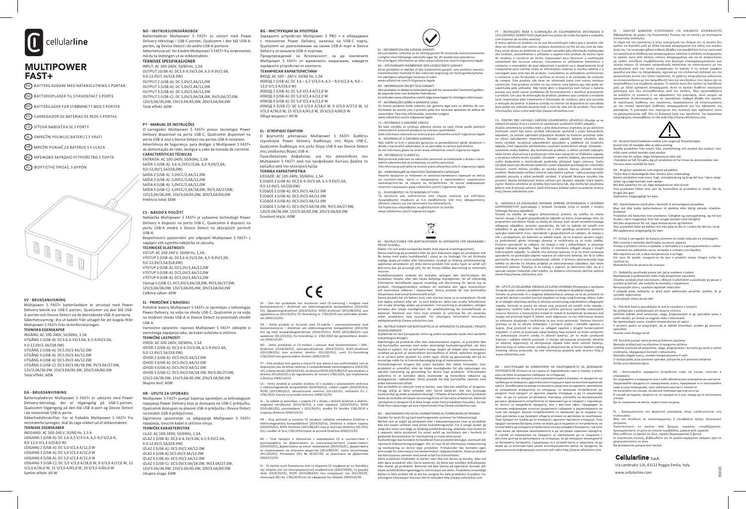cellularline

# MULTIPOWER FAST+

SV BATTERILADDARE MED NÄTANSLUTNING 5 PORTAR

DA BATTERIOPLADER TIL STIKKONTAKT 5 PORTE

NO BATTERILADER FOR STRØMNETT MED 5 PORTER

PT CARREGADOR DE BATERIAS DE REDES 5 PORTAS

CS SÍŤOVÁ NABÍJEČKA SE 5 PORTY

SL OMREŽNI POLNILEC BATERIJ Z 5 VRATI

HR MREŽNI PUNJAČ ZA BATERIJE S 5 ULAZA

BG МРЕЖОВО ЗАРЯДНО УСТРОЙСТВО 5 ПОРТА

EL ΦΟΡΤΙΣΤΗΣ ΠΡΙΖΑΣ, 5 ΘΥΡΩΝ

## SV - BRUKSANVISNING

Multipower 5 FAST+ batteriladdare är utrustad med Power Delivery-teknik via USB-C-porten, Qualcomm via den blå USB-A-porten och Device Detect via de återstående USB-A-portarna.

Säkerhetsvarning: dra ut kabeln från uttaget för att koppla ifrån Multipower 5 FAST+ från strömförsörjningen.

**TEKNISKA EGENSKAPER**

INGÅNG: AC 100-240V, 50/60 Hz, 1.5A

UTGÅNG 1 (USB-A): DC3.6-6.5V/3.0A, 6.5-9.0V/2.0A, 9.0-12.0V/1.5A/(18.0W)

UTGÅNG 2 (USB-A): DC5.0V/2.4A/12.0W

UTGÅNG 3 (USB-A): DC5.0V/2.4A/12.0W

UTGÅNG 4 (USB-A): DC5.0V/2.4A/12.0W

UTGÅNG 5 (USB-C): DC5.0V/3.0A/18.0W, 9V/3.0A/27.0W, 12V/3.0A/36.0W, 15V/3.0A/45.0W, 20V/3.0A/60.0W

Total effekt: 60W

## DA - BRUGSANVISNING

Batteriopladeren Multipower 5 FAST+ er udstyret med Power Delivery-teknologi, der er tilgængelig på USB-C-porten, Qualcomm tilgængelig på den blå USB-A-port og Device Detect i de resterende USB-A-porte.

Sikkerhedsforskrifter: For at frakoble Multipower 5 FAST+ fra netstrømforsyningen, skal du tage stikket ud af stikkontakten.

**TEKNISKE EGENSKABER**

INDGANG: AC 100-240 V, 50/60 Hz, 1,5 A

UDGANG 1 (USB-A): DC 3,6-6,5 V/3,0 A, 6,5-9,0 V/2,0 A, 9,0-12,0 V/1,5 A/(18,0 W)

UDGANG 2 (USB-A): DC 5,0 V/2,4 A/12,0 W

UDGANG 3 (USB-A): DC 5,0 V/2,4 A/12,0 W

UDGANG 4 (USB-A): DC 5,0 V/2,4 A/12,0 W

UDGANG 5 (USB-C): DC 5,0 V/3,0 A/18,0 W, 9 V/3,0 A/27,0 W, 12 V/3,0 A/36,0 W, 15 V/3,0 A/45,0 W, 20 V/3,0 A/60,0 W

Samlet effekt: 60 W

## NO - INSTRUKSJONSHÅNDBOK

Batteriladeren Multipower 5 FAST+ er utstyrt med Power Delivery-teknologi i USB-C-porten, Qualcomm i den blå USB-A-porten, og Device Detect i de andre USB-A-portene.

Sikkerhetsvarsel: for å koble Multipower 5 FAST+ fra strømnettet, må du ta ledningen ut av stikkontakten.

**TEKNISKE SPESIFIKASJONER**

INPUT: AC 100-240V, 50/60 Hz, 1,5A

OUTPUT 1(USB-A): DC3.6-6.5V/3.0A, 6.5-9.0V/2.0A, 9.0-12.0V/1.5A/(18.0W)

OUTPUT 2 (USB-A): DC 5,0V/2,4A/12,0W

OUTPUT 3 (USB-A): DC 5,0V/2,4A/12,0W

OUTPUT 4 (USB-A): DC 5,0V/2,4A/12,0W

OUTPUT 5 (USB-C): DC 5,0V/3,0A/18,0W, 9V/3,0A/27,0W, 12V/3,0A/36,0W, 15V/3,0A/45,0W, 20V/3,0A/60,0W

Total effekt: 60W

## PT - MANUAL DE INSTRUÇÕES

O carregador Multipower 5 FAST+ possui tecnologia Power Delivery disponível na porta USB-C, Qualcomm disponível na porta USB-A azul e Device Detect nas portas USB-A restantes.

Advertência de Segurança: para desligar o Multipower 5 FAST+ da alimentação de rede, desligue o cabo da tomada de corrente.

**CARACTERÍSTICAS TÉCNICAS**

ENTRADA: AC 100-240V, 50/60Hz, 1,5A

SAÍDA 1 (USB-A): 3,6-6,5VCC/3,0A, 6,5-9,0V/2,0A, 9,0-12,0V/1,5A/(18,0W)

SAÍDA 2 (USB-A): 5,0VCC/2,4A/12,0W

SAÍDA 3 (USB-A): 5,0VCC/2,4A/12,0W

SAÍDA 4 (USB-A): 5,0VCC/2,4A/12,0W

SAÍDA 5 (USB-C): 5,0VCC/3,0A/18,0W, 9V/3,0A/27,0W, 12V/3,0A/36,0W, 15V/3,0A/45,0W, 20V/3,0A/60,0W

Potência total: 60W

## CS - NÁVOD K POUŽITÍ

Nabíječka Multipower 5 FAST+ je vybavená technologií Power Delivery k dispozici na portu USB-C, Qualcomm k dispozici na portu USB-A modrá a Device Detect na zbývajících portech USB-A.

Bezpečnostní upozornění: pro odpojení Multipower 5 FAST+ z napájecí sítě vyjměte nabíječku ze zásuvky.

**TECHNICKÉ VLASTNOSTI**

VSTUP: AC 100-240 V, 50/60 Hz, 1,5A;

VÝSTUP 1 (USB-A): DC3,6-6,5V/3,0A, 6,5-9,0V/2,0A, 9,0-12,0V/1,5A/(18,0W)

VÝSTUP 2 (USB-A): DC5,0V/2,4A/12,0W

VÝSTUP 3 (USB-A): DC5,0V/2,4A/12,0W

VÝSTUP 4 (USB-A): DC5,0V/2,4A/12,0W

Výstup 5 (USB-C): DC5,0V/3,0A/18,0W, 9V/3,0A/27,0W, 12V/3,0A/36,0W, 15V/3,0A/45,0W, 20V/3,0A/60,0W

Celkový výkon: 60W

## SL - PRIROČNIK Z NAVODILI

Polnilnik baterij Multipower 5 FAST+ je opremljen s tehnologijo Power Delivery, na voljo na vhodu USB-C, Qualcomm je na voljo na modrem vhodu USB-A in Device Detect na preostalih vhodih USB-A.

Varnostno opozorilo: napravo Multipower 5 FAST+ izklopite iz omrežnega napajanja tako, da kabel izvlečete iz vtičnice.

**TEHNIČNE LASTNOSTI**

VHOD: AC 100-240V, 50/60Hz, 1,5A

IZHOD 1 (USB-A): DC3.6-6.5V/3.0A, 6.5-9.0V/2.0A, 9.0-12.0V/1.5A/(18.0W)

IZHOD 2 (USB-A): DC5.0V/2.4A/12.0W

IZHOD 3 (USB-A): DC5.0V/2.4A/12.0W

IZHOD 4 (USB-A): DC5.0V/2.4A/12.0W

IZHOD 5 (USB-C): DC5.0V/3.0A/18.0W, 9V/3.0A/27.0W, 12V/3.0A/36.0W, 15V/3.0A/45.0W, 20V/3.0A/60.0W

Skupna moč: 60W

## HR - UPUTE ZA UPORABU

Multipower 5 FAST+ punjač baterija opremljen je tehnologijom napajanja Power Delivery koja je dostupna na USB-C priključku, Qualcomm dostupan na plavom USB-A priključku i Device Detect na ostalim USB-A priključcima.

Sigurnosno upozorenje: za odspajanje Multipower 5 FAST+ napajanja, izvucite kabel iz utičnice struja.

**TEHNIČKE KARAKTERISTIKE**

ULAZ: AC 100-240V, 50/60Hz, 1,5A

IZLAZ 1 (USB-A): DC3.6-6.5V/3.0A, 6.5-9.0V/2.0A, 9.0-12.0V/1.5A/(18.0W)

IZLAZ 2 (USB-A): DC5.0V/2.4A/12.0W

IZLAZ 3 (USB-A): DC5.0V/2.4A/12.0W

IZLAZ 4 (USB-A): DC5.0V/2.4A/12.0W

IZLAZ 5 (USB-C): DC5.0V/3.0A/18.0W, 9V/3.0A/27.0W, 12V/3.0A/36.0W, 15V/3.0A/45.0W, 20V/3.0A/60.0W

Ukupna snaga: 60W

## BG - ИНСТРУКЦИИ ЗА УПОТРЕБА

Зарядното устройство Multipower 5 PRO + е оборудвано с технология Power Delivery, налична на USB-C порта, Qualcomm на разположение на синия USB-A порт и Device Detect в останалите USB-A портове.

Предупреждение за безопасност: за да изключите Multipower 5 FAST+ от мрежовото захранване, извадете зарядното устройство от контакта.

**ТЕХНИЧЕСКИ ХАРАКТЕРИСТИКИ**

ВХОД: AC 100 – 240 V, 50/60 Hz, 1,5A

ИЗХОД 1 (USB-A): DC 3,6 – 6,5 V/3,0 A, 6,5 – 9,0 V/2,0 A, 9,0 – 12,0 V/1,5 A/(18,0 W)

ИЗХОД 2 (USB-A): DC 5,0 V/2,4 A/12,0 W

ИЗХОД 3 (USB-A): DC 5,0 V/2,4 A/12,0 W

ИЗХОД 4 (USB-A): DC 5,0 V/2,4 A/12,0 W

ИЗХОД 5 (USB-C): DC 5,0 V/3,0 A/18,0 W, 9 V/3,0 A/27,0 W, 12 V/3,0 A/36,0 W, 15 V/3,0 A/45,0 W, 20 V/3,0 A/60,0 W

Обща мощност: 60 W

## EL - ΕΓΧΕΙΡΙΔΙΟ ΟΔΗΓΙΩΝ

Ο φορτιστής μπαταριών Multipower 5 FAST+ διαθέτει τεχνολογία Power Delivery διαθέσιμη στη θύρα USB-C, Qualcomm διαθέσιμη στη μπλε θύρα USB-A και Device Detect στις υπόλοιπες θύρες USB-A.

Προειδοποίηση Ασφαλείας: για να αποσυνδέσετε του Multipower 5 FAST+ από την τροφοδοσία δικτύου βγάλτε το καλώδιο από την ηλεκτρική πρίζα.

**ΤΕΧΝΙΚΑ ΧΑΡΑΚΤΗΡΙΣΤΙΚΑ**

ΕΙΣΟΔΟΣ: AC 100-240V, 50/60Hz, 1.5A

ΈΞΟΔΟΣ 1 (USB-A): DC3.6-6.5V/3.0A, 6.5-9.0V/2.0A, 9.0-12.0V/1.5A/(18.0W)

ΈΞΟΔΟΣ 2 (USB-A): DC5.0V/2.4A/12.0W

ΈΞΟΔΟΣ 3 (USB-A): DC5.0V/2.4A/12.0W

ΈΞΟΔΟΣ 4 (USB-A): DC5.0V/2.4A/12.0W

ΈΞΟΔΟΣ 5 (USB-C): DC5.0V/3.0A/18.0W, 9V/3.0A/27.0W, 12V/3.0A/36.0W, 15V/3.0A/45.0W, 20V/3.0A/60.0W

Συνολική Ισχύς: 60W

CE

SV – Den här produkten har markerats med CE-märkning i enlighet med bestämmelserna i direktivet om elektromagnetisk kompatibilitet (2014/30/EU), lågspänningsdirektivet (2014/35/EU), RoHS-direktivet (2015/863/EU) som uppdaterar av 2011/65/EU, EU-förordning nr. 1782/2019 som verkställer direktivet 2009/125/EG.

DA – Dette produkt er forsynet med CE-mærke i overensstemmelse med bestemmelserne i direktivet om elektromagnetisk kompatibilitet (2014/30/EU) og med lavspændingsdirektivet (2014/35/EU), ROHS (2015/863/EU) som opdaterer 2011/65/EU), EU-Forordning nr. 1782/2019 om gennemførelser direktivet 2009/125/EF.

NO - Dette produktet er CE-merket i samsvar med bestemmelsene i EMC-direktivet (2014/30/EU), lavstrømsdirektivet (2014/35/EU), RoHS-direktivet (2015/863/EU) som erstatter direktiv 2011/65/EU), samt EU-forordning 1782/2019 som gjennomfører direktiv 2009/125/EF.

PT – Este produto tem aposta a marca CE que atesta a sua conformidade com as disposições das diretivas relativas à compatibilidade eletromagnética (2014/30/UE), à baixa tensão (2014/35/UE), da diretiva ROHS (2015/863/UE que atualizou a diretiva 2011/65/UE) e do regulamento UE número 1782/2019, que implementa a diretiva 2009/125/CE.

CS – Tento výrobek je označen značkou CE v souladu s ustanoveními směrnice o elektromagnetické kompatibilitě (2014/30/EU), nízkém napětí (2014/35/EU), ROHS (2015/863/EU), aktualizované směrnicí 2011/65/EU; nařízením EU č. 1782/2019, kterým se provádí směrnice 2009/125/ES.

SL - Ta izdelek je opremljen z znakom CE v skladu z določili direktive o elektromagnetni združljivosti (2014/30/EU), o nizki napetosti (2014/35/EU), ROHS (2015/863/EU), posodobljeno z 2011/65/EU, uredbo EU številka 1782/2019 o izvajanju direktive 2009/125/ES.

HR – Ovaj proizvod je označen CE oznakom sukladno odredbama Direktive o elektromagnetskoj kompatibilnosti (2014/30/EU), Direktive o niskom naponu (2014/35/EU), ROHS Direktive (2015/863/EZ koja je ažurirala Direktivu 2011/65/EU) i uredbe EU broj 1782/2019 kojom se provodi Direktiva 2009/125/EZ.

BG – Този продукт е обозначен с маркировка CE в съответствие с разпоредбите на Директивата за електромагнитната съвместимост (2014/30/ЕС), Директивата за ниско напрежение (2014/35/ЕС), Директивата за ограничаване на опасните вещества (2015/863/ЕС, която актуализира 2011/65/ЕС), Регламент (ЕС) № 2019/1782 за прилагане на Директива 2009/125/ЕО.

EL – Το προϊόν αυτό διακρίνεται από τη σήμανση CE σύμφωνα με τις διατάξεις της οδηγίας για την ηλεκτρομαγνητική συμβατότητα (2014/30/ΕΕ), τη χαμηλή τάση (2014/35/ΕΕ), ROHS (2015/863/ΕΕ) που ενημέρωσε την 2011/65/ΕΕ), κανονισμό (ΕΕ) Αρ. 1782/2019 για την εφαρμογή της οδηγίας 2009/125/ΕΚ.

SV - INFORMATION OM JURIDISK GARANTI

Våra produkter omfattas av en rättslig garanti för bristande överensstämmelse i enlighet med tillämpliga nationella lagar för att skydda konsumenterna. För ytterligare information se vidare www.cellularline.com/it-it/garanzia-legale

DA – OPLYSNINGER VEDRØRENDE DEN LOVBESTEMTE GARANTI

Vores produkter er dækket af den lovbestemte garanti, som omfatter overensstemmelsesfejl i henhold til den nationale lovgivning om forbrugerbeskyttelse. For yderligere oplysninger henvises til siden www.cellularline.com/it-it/garanzia-legale

NO - INFORMASJON OM RETTSLIG GARANTI

Våre produkter er dekket av lovbestemt garanti for samsvarsfeil i henhold til gjeldende nasjonale lover som beskytter forbrukeren.

Se nettsiden www.cellularline.com/it-it/garanzia-legale for ytterligere informasjon.

PT - INFORMAÇÕES SOBRE A GARANTIA LEGAL

Os nossos produtos estão cobertos por garantia legal para os defeitos de conformidade de acordo com o previsto pelas leis nacionais aplicáveis de defesa do consumidor. Para mais informações, consultar a página www.cellularline.com/it-it/garanzia-legale

CS –INFORMACE O ZÁKONNÉ ZÁRUCE

Na naše výrobky se vztahuje zákonná záruka na vady shody podle platných vnitrostátních právních předpisů na ochranu spotřebitele.

Další informace naleznete na stránce www.cellularline.com/it-it/garanzia-legale

SL - INFORMACIJE O ZAKONSKI GARANCIJI

Naši izdelki so kriti z zakonsko garancijo za pomanjkljivosti glede skladnosti v skladu z nacionalno zakonodajo, ki se uporablja za varstvo potrošnikov.

Za več informacij glejte na strani www.cellularline.com/it-it/garanzia-legale

HR - INFORMACIJE O JAMSTVU

Naši proizvodi pokriveni su zakonskim jamstvom za nedostatke u skladu s nacionalnim zakonima koji se primjenjuju za zaštitu potrošača.

Više informacija potražite na stranici www.cellularline.com/it-it/garanzia-legale

BG - ИНФОРМАЦИЯ ЗА ЗАКОНОУСТАНОВЕНАТА ГАРАНЦИЯ

Нашите продукти се покриват от законоустановената гаранция за липса на съответствие, както е предвидено в приложимото национално законодателство за защита на потребителя. За пълна информация посетете страницата www.cellularline.com/it-it/garanzia-legale

EL - ΠΛΗΡΟΦΟΡΙΕΣ ΓΙΑ ΤΗ ΝΟΜΙΜΗ ΕΓΓΥΗΣΗ

Τα προϊόντα μας καλύπτονται από νόμιμη εγγύηση για ελλείψεις συμμόρφωσης σύμφωνα με ό,τι προβλέπεται από τους εφαρμοστέους εθνικούς νόμους για την προστασία του καταναλωτή.

Για περαιτέρω πληροφορίες συμβουλευτείτε τη σελίδα www.cellularline.com/it-it/garanzia-legale

SV - INSTRUKTIONER FÖR BORTSKAFFANDE AV APPARATER FÖR ANVÄNDARE I PRIVAT HUSHÅLL

(Gäller i EU och andra europeiska länder med separat insamlingssystem)

Denna märkning på produkten eller på dess dokument anger att produkten inte får kastas med andra hushållsavfall i slutet av sin livslängd. För att förhindra möjliga skada på miljön eller hälsoskador, orsakad av felaktig avfallshantering, uppmanas användaren att skilja denna produkt från andra typer av avfall och återvinna den på ansvarigt sätt, för att främja hållbar återvinning av materiella resurser.

Hushållsanvändare ombeds att kontakta antingen den återförsäljare där produkten inköpts, eller den lokala behöriga myndigheten, för all nödvändig information beträffande separat insamling och återvinning för denna typ av produkt. Företagsanvändare ombeds att kontakta den egna leverantören och kontrollera villkoren i köpeavtalet. Denna produkt får inte bortskaffas tillsammans med annat kommersiellt avfall.

Denna produkt har ett batteri inuti, som inte kan bytas ut av användaren. Försök inte öppna enheten eller att ta bort batteriet, detta kan orsaka felfunktioner och orsaka allvarliga skador på produkten. Vid avyttring av produkten, vänligen kontakta den lokala myndigheten för avfallshantering för bortskaffande av batteriet. Batteriet som finns ska tas ut från enheten av informationer som finns placerade vid avfallsanläggning. Se information om att användas under produktens hela livscykel. För ytterligare information konsultera webbplatsen http://www.cellularline.com

DA - INSTRUKTIONER FOR BORTSKAFFELSE AF APPARATER TIL BRUGERE I PRIVATE HUSHOLDNINGER

(Gældende for den Europæiske Union og andre europæiske lande med særskilte indsamlingssystemer)

Mærkningen på produktet eller dets dokumentation angiver, at produktet ikke må bortskaffes sammen med andet almindeligt husholdningsaffald, når dets levetid er ophørt. For at forhindre mulige skader på miljøet eller menneskers sundhed på grund af ukontrolleret bortskaffelse af affald, opfordres brugeren til at sortere dette produkt fra andre typer affald og genanvende det på en ansvarlige måde for at fremme bæredygtig brug af materialeressourcer.

Husholdningernes brugere bør enten kontakte den lokale forhandler, hvor produktet er anskaffet, eller de lokale myndigheder for alle oplysninger om særskilt indsamling og genvinding af denne type produkter. Virksomheder opfordres til at kontakte deres leverandør og kontrollere vilkårene og betingelserne i købsaftalen. Dette produkt må ikke bortskaffes sammen med andet kommercielt affald.

Den produktet er udstyret med et batteri, som ikke kan udskiftes af brugeren. Forsøg aldrig at åbne enheden eller fjerne batteriet. Det kan forårsage funktionsfejl og skade produktet alvorligt. I tilfælde af bortskaffelse af produktet bedes du kontakte dit lokale renovationsfirma om fjernelse af batteriet. Batteriet i produktet er designet til at blive brugt under hele produktets livscyklus. For finde flere oplysninger på vores hjemmeside http://www.cellularline.com

NO - ANVISNINGER VED AVFALLSHÅNDTERING AV FORBRUKERELEKTRONIKK

(Gjelder for land i EU og land med fungerende systemer for kildesortering)

Merket som er angitt på produktet eller i dokumentasjonen viser at produktet ikke kan kastes sammen med annet husholdningsavfall. For å unngå skader på miljøet eller helsen som følge av feilaktig avfallshåndtering, oppfordrer man brukeren å separere dette produktet fra annet avfall og resirkulere det i henhold til gjeldende bestemmelser for resirkulering av materialressurser.

Husholdninger bes kontakte forhandleren hvor produktet ble kjøpt, eventuelt det nærmeste kildesorteringsanlegget. Her vil man få all informasjon om kildesortering og resirkulering av denne type produkter. Firmakunder bes kontakte egen leverandør for informasjon om bestemmelser i kjøpekontrakten. Dette produktet må ikke kasseres sammen med annet avfall fra virksomheten.

Dette produktet inneholder et batteri som ikke kan byttes av kunden. Man må aldri åpne produktet eller fjerne batteriet, da dette kan medføre feilfunksjoner eller skader på produktet. Batteriet må fjernes på egenhånd. Kontakt ditt lokale avfallshåndteringsanlegg for informasjon om dette. Produktets innebygde batteri er blitt utviklet slik at det har varighet for hele produktets livssyklus. For ytterligere informasjon henvises det til nettsiden http://www.cellularline.com

PT - INSTRUÇÕES PARA A ELIMINAÇÃO DE EQUIPAMENTOS DESTINADAS A UTILIZADORES DOMÉSTICOS (Aplicável nos países da União Europeia e naqueles com sistemas de recolha seletiva)

A marca aposta no produto ou na sua documentação indica que o produto não deve ser eliminado com outros resíduos domésticos no fim do seu ciclo de vida. Para evitar danos ao ambiente ou à saúde causados pela eliminação inadequada dos resíduos, aconselhamos o utilizador a separar este produto de outros tipos de resíduos e reciclá-lo de forma responsável para favorecer a reutilização sustentável dos recursos naturais. Convidamos os utilizadores domésticos a contactar o revendedor do qual adquiriram o produto ou o departamento local competente para solicitar todas as informações relativas à recolha seletiva e à reciclagem para este tipo de produto. Convidamos os utilizadores profissionais a contactar o seu fornecedor e verificar os termos e as condições do contrato de compra. Este produto não deve ser eliminado juntamente com outros resíduos comerciais. Este produto contém no seu interior uma bateria que não pode ser substituída pelo utilizador. Não tente abrir o dispositivo nem retirar a bateria porque isso pode causar problemas de funcionamento e danificar gravemente o produto. Em caso de eliminação do produto, por favor, contacte a entidade local responsável pelo tratamento e eliminação de resíduos, para que proceda à remoção da bateria. A bateria contida no interior do dispositivo foi concebida para poder ser utilizada durante todo o ciclo de vida útil do produto. Para mais informações visite o sítio web http://www.cellularline.com

CS - POKYNY PRO LIKVIDACI ZAŘÍZENÍ SOUKROMÝCH UŽIVATELŮ (Použije se ve státech Evropské Unie a v zemích se zavedeným systémem tříděni odpadů.)

Značka umístěná na výrobku nebo v jeho dokumentaci znamená, že po ukončení životnosti nesmí být tento výrobek zlikvidován společně s jiným komunálním odpadem. Za účelem zabránění případným škodám na životním prostředí nebo na zdraví způsobeným nesprávnou likvidací odpadů žádáme uživatele, aby tento výrobek recykloval odpovědným způsobem a oddělené od ostatního odpadu, čímž napomůže udržitelnému využívání materiálních zdrojů. Uživatelé – soukromé osoby žádáme, aby kontaktovali prodejce, u něhož výrobek zakoupili, nebo místní úřad určený k poskytování informací týkajících se tříděného odpadu a recyklace tohoto druhu výrobků. Uživatele – podniky žádáme, aby kontaktovali svého dodavatele a zkontrolovali podmínky příslušné kupní smlouvy. Tento výrobek nesmí být likvidován společně s jiným odpadem pocházejícím z obchodní činnosti. Uvnitř tohoto výrobku se nachází baterie, kterou uživatel nemůže vyměnit. Nezkoušejte zařízení otevírat nebo baterii vyjímat – takový postup může způsobit poruchy a vážné poškození výrobku. V případě likvidace výrobku Vás prosíme, abyste kontaktovali místní zařízení pro likvidaci odpadů, které baterii vyjme. Baterie umístěná ve výrobku byla navržena tak, aby mohla být používána během celé životnosti zařízení. Další informace můžete nalézt na webové stránce http://www.cellularline.com

SL - NAVODILA ZA ODLAGANJE ODPADNE OPREME UPORABNIKOV V ZASEBNIH GOSPODINJSTVIH (uporablja v državah Evropske Unije in ostalih s sistemi ločenega zbiranja odpadkov)

Oznaka na izdelku ali njegovi dokumentaciji pomeni, da izdelka ne smete zavreči skupaj z drugimi gospodinjskimi odpadki na koncu življenjskega cikla. Za preprečitev morebitne škode za okolje ali zdravje ljudi zaradi nenadzorovanega odlaganja odpadkov, prosimo uporabnika, da loči ta izdelek od ostalih vrst odpadkov in ga odgovorno reciklira ter s tem spodbuja ustrezno ponovno uporabo materialnih virov. Uporabniki v gospodinjstvih so vabljeni, da stopijo v stik s prodajalcem, pri katerem so izdelek kupili, ali na krajevni upravni organ, za podrobnosti glede ločenega zbiranja in recikliranja za to vrsto izdelka. Poslovni uporabniki so vabljeni, da stopijo v stik z dobaviteljem in preverijo pogoje nakupne pogodbe. Tega izdelka ni dovoljeno odlagati skupaj z drugimi industrijskimi odpadki. Ta izdelek ima notranjo baterijo, ki je ne more zamenjati uporabnik; ne poskušajte odpreti naprave ali odstraniti baterije, ker bi to lahko povzročilo okvare in resno poškodovalo izdelek. V primeru odstranjevanja tega izdelka se obrnite na lokalno podjetje za odstranjevanje odpadkov, kjer bodo odstranili baterijo. Baterija, ki se nahaja v napravi, je zasnovana tako, da je v uporabi celoten življenjski cikel izdelka. Za dodatne informacije obiščite spletno mesto http://www.cellularline.com

HR - UPUTE ZA ODLAGANJE UREĐAJA ZA KUĆNU UPORABU (Primjenjivo u zemljama Europske unije i onima s posebnim sustavima za odvojeno skupljanje otpada)

Oznaka na proizvodu ili u njegovoj dokumentaciji ukazuje na to da proizvod ne smije biti zbrinut s ostalim kućnim otpadom na kraju svog životnog ciklusa. Kako bi se izbjeglo oštećenje okoliša ili zdravlja uzrokovano nepriklađnim odlaganjem otpada, korisnik se poziva da odvoji ovaj proizvod od ostalih vrsta otpada i odgovorno reciklira kako bi promicao održivu ponovnu upotrebu materijalnih resursa. Korisnici u kućanstvima trebali bi trebali bi kontaktirati prodavača kod kojegaste proizvod kupili ili lokalni ured odgovoran za sve informacije vezane za odvojeno skupljanje i recikliranje za ovu vrstu proizvoda. Poslovni korisnici pozivaju se da se obrate dobavljaču i provjere uvjete i odredbe ugovora o kupnji. Ovaj proizvod ne smije se odlagati zajedno s drugim komercijalnim otpadom. U ovom se proizvodu nalazi baterija koju korisnik ne može zamijeniti; ne pokušavajte otvoriti uređaj ili izvaditi bateriju jer bi to moglo uzrokovati kvarove i ozbiljno oštetiti proizvod. U slučaju zbrinjavanja proizvoda, obratite se lokalnoj organizaciji za zbrinjavanje otpada kako biste uklonili bateriju. Baterija koja se nalazi unutar uređaja je dizajnirana da se koristi tijekom cijelog životnog ciklusa proizvoda. Za više informacija posjetite web stranicu http://www.cellularline.com

BG – ИНСТРУКЦИИ ЗА ИЗХВЪРЛЯНЕ НА ОБОРУДВАНЕТО ЗА ДОМАШНИ ПОТРЕБИТЕЛИ (Отнася се за страни от Европейския съюз и такива, в които има системи за разделно събиране на отпадъци)

Маркировката на продукта или в документацията показва, че продуктът не трябва да се изхвърля с други битови отпадъци в края на експлоатационния цикъл. За избягване на вреди за околната среда или за здравето, причинени от неправилно изхвърляне на отпадъци, се призовава потребителят да разделя този продукт от другите видове отпадъци и да го рециклира така, че да се улесни устойчивата повторна употреба на материалните ресурси. Домашните потребители се призовават да се свържат с търговеца, от когото са придобили продукта, или с местния офис, предвиден за всякаква информация относно разделното събиране и рециклирането на този тип продукт. Бизнес потребителите се призовават да се свържат със своя доставчик и да проверят общите условия на договора за закупуване. Този продукт не трябва да се изхвърля с другите търговски отпадъци. Този продукт включва батерия, която не може да се подменя от потребителя; не се опитвайте да отворите устройството или да извадите батерията, тъй като това може да причини неизправности и да застраши сериозно продукта. В случай на изхвърляне на продукта се препоръчва да се свържете с местния център за депониране на отпадъци, за да извършат изваждането на батерията. Батерията, съдържаща се в устройството, е проектирана, за да може да се използва през целия експлоатационен цикъл на продукта. За допълнителна информация посетете уеб сайта http://www.cellularline.com

EL - ΟΔΗΓΙΕΣ ΔΙΑΘΕΣΗΣ ΕΞΟΠΛΙΣΜΟΥ ΓΙΑ ΟΙΚΙΑΚΟΥΣ ΚΑΤΑΝΑΛΩΤΕΣ (Εφαρμόζεται σε χώρες της Ευρωπαϊκής Ένωσης και σε εκείνες με συστήματα επιλεκτικής συλλογής)

Το σήμα επί του προϊόντος ή στην τεκμηρίωσή του δείχνει ότι το προϊόν δεν πρέπει να διατεθεί μαζί με άλλα οικιακά απορρίμματα στο τέλος του κύκλου ζωής του. Για να αποφευχθούν πιθανές βλάβες στο περιβάλλον ή στην υγεία από την ανεξέλεγκτη διάθεση των απορριμμάτων, καλείται ο πελάτης να διαχωρίσει το προϊόν αυτό από άλλους τύπους απορριμμάτων και να το ανακυκλώσει με τρόπο υπεύθυνο συμβάλλοντας στη βιώσιμη επαναχρησιμοποίηση των υλικών πόρων. Οι οικιακοί καταναλωτές καλούνται να επικοινωνούν με τον μεταπωλητή από τον οποίο αγόρασαν το προϊόν ή το τοπικό γραφείο αρμόδιο για όλες τις πληροφορίες σχετικά με την επιλεκτική συλλογή και την ανακύκλωση αυτού του τύπου προϊόντος. Οι χρήστες επιχειρήσεων καλούνται να επικοινωνήσουν με τον προμηθευτή τους και να ελέγξουν τους όρους και τις προϋποθέσεις της σύμβασης αγοράς. Το προϊόν αυτό δεν πρέπει να διατίθεται μαζί με άλλα εμπορικά απορρίμματα. Αυτό το προϊόν διαθέτει εσωτερική μπαταρία που δεν αντικαθίσταται από τον πελάτη. Μην προσπαθήσετε να ανοίξετε τη συσκευή ή να αφαιρέσετε την μπαταρία, αυτό μπορεί να προκαλέσει δυσλειτουργίες και να προκαλέσει σοβαρή βλάβη στο προϊόν. Σε περίπτωση διάθεσης του προϊόντος, παρακαλούμε να επικοινωνήσετε με τον τοπικό οργανισμό διάθεσης απορριμμάτων για την αφαίρεση της μπαταρίας. Η μπαταρία που περιέχεται στη συσκευή έχει σχεδιαστεί ώστε να χρησιμοποιείται καθ' όλη τη διάρκεια ζωής του προϊόντος. Για περαιτέρω πληροφορίες επισκεφθείτε το site web http://www.cellularline.com

SV - Använd batteriladdaren endast som anges på förpackningen

Använd inte till skadade eller ej säkra eluttag

Skydda produkten från smuts, fukt, överhettning och använd den endast i torr miljö samt undvik kontakt med vätskor

Utsätt inte för solljus, höga temperaturer eller eld

I händelse av fall, försäkra dig att produkten är hel innan du återanvänder den

Förvara utom räckhåll för barn

DA - Brug kun opladeren som angivet på pakken

Tilslut ikke til beskadigede eller mindre sikre strømudtag

Beskyt produktet mod snavs, fugt, overophedning og brug det kun i tørre omgivelser og undgå kontakt med væsker

Må ikke udsættes for sol, høje temperaturer eller flammer

Hvis produktet falder på gulvet, skal man påse at det er i orden før det tas i bruk

Opbevares utilgængeligt for børn

NO - Batteriladeren må brukes i henhold til anvisningene på pakken

Man må ikke koble batteriladeren til defekte eller dårlig sikrede strømforbindelser

Produktet må beskyttes mot urenheter, fuktighet og overoppheting, og må kun brukes i tørre omgivelser hvor det unngås kontakt med fuktighet

Må ikke eksponeres for sol, høye temperaturer og flammer

Hvis produktet faller på bakken må man påse at det er i orden før det tas i bruk

Må oppbevares utilgjengelig for barn

PT -Utilize o carregador de baterias somente no modo indicado na embalagem;

Não conecte a tomadas danificadas ou pouco seguras;

Proteja o produto contra a sujidade, a humidade e o sobreaquecimento e utilize-o somente em ambientes secos, evitando o contato com líquidos;

Não exponha ao sol, a altas temperaturas e ao fogo;

Em caso de queda, assegure-se de que o produto esteja íntegro antes de reutilizá-lo;

Mantenha fora do alcance de crianças.

CS - Nabíječku používejte pouze tak, jak je uvedeno v balení

Nepřipojujte k poškozeným nebo málo bezpečným zásuvkám

Chraňte výrobek před nečistotami, vlhkostí či přehřátím a používejte jej pouze v suchém prostředí, aby nedošlo ke kontaktu s kapalinami

Nevystavujte slunci, vysokým teplotám nebo ohni

V případě pádu nabíječky se před jejím opětovným použitím ujistěte, že je výrobek neporušený

Uchovávejte mimo dosah dětí

SL - Polnilnik baterij uporabljajte le, kot je navedeno v ovojnini

Ne priključujte v poškodovane ali nevarne vtičnice

Zaščitite izdelek pred umazanijo, vlago, pregrevanjem in ga uporabite samo v suhih okoljih, pri čemer se izogibite stiku s tekočinami

Ne izpostavljajte soncu, visokim temperaturam ali ognju

V primeru padca se prepričajte, da je izdelek brezhiben, preden ga ponovno uporabite

Hranite izven dosega otrok

HR- Koristite punjač samo prema priloženim uputama

Nemojte priključivati na oštećene ili nesigurne utičnice

Zaštitite proizvod od prljavštine, vlage, pregrijavanja i koristite ga samo u suhim sredinama, izbjegavajući kontakt s tekućinama

Nemojte izlagati suncu, visokim temperaturama ili vatri

U slučaju pada, prije ponovne uporabe, provjerite je li proizvod neoštećen

Držite izvan dohvata djece

BG - Използвайте зарядното устройство само по начин, посочен в опаковката

Не свързвайте в повредени или слабо обезопасени електрически контакти

Защитавайте продукта от замърсяване, влага, прегряване и го използвайте само в сухи помещения, като избягвате контакт с течности

Не излагайте на слънце, на високи температури или на огън

В случай на падане, уверете се, че продуктът е цял, преди да го използвате отново

Да се съхранява на място, недостъпно за деца

EL - Χρησιμοποιείτε τον φορτιστή μπαταρίας όπως υποδεικνύεται στη συσκευασία

Μην τον συνδέετε σε κατεστραμμένες ή επισφαλείς πρίζες ηλεκτρικού ρεύματος

Προστατέψτε το προϊόν από βρομιά, υγρασία, υπερθέρμανση. Χρησιμοποιήστε το μόνο σε στεγνό περιβάλλον, μακριά από υγρασία

Μην εκθέτετε το προϊόν σε ήλιο, υψηλές θερμοκρασίες ή φωτιά

Σε περίπτωση πτώσης, βεβαιωθείτε ότι το προϊόν παραμένει ακέραιο πριν το χρησιμοποιήσετε εκ νέου

Να φυλάσσεται μακριά από παιδιά

**Cellularline S.p.A.**

Via Lambrakis 1/A, 42122 Reggio Emilia, Italy

www.cellularline.com

R1020